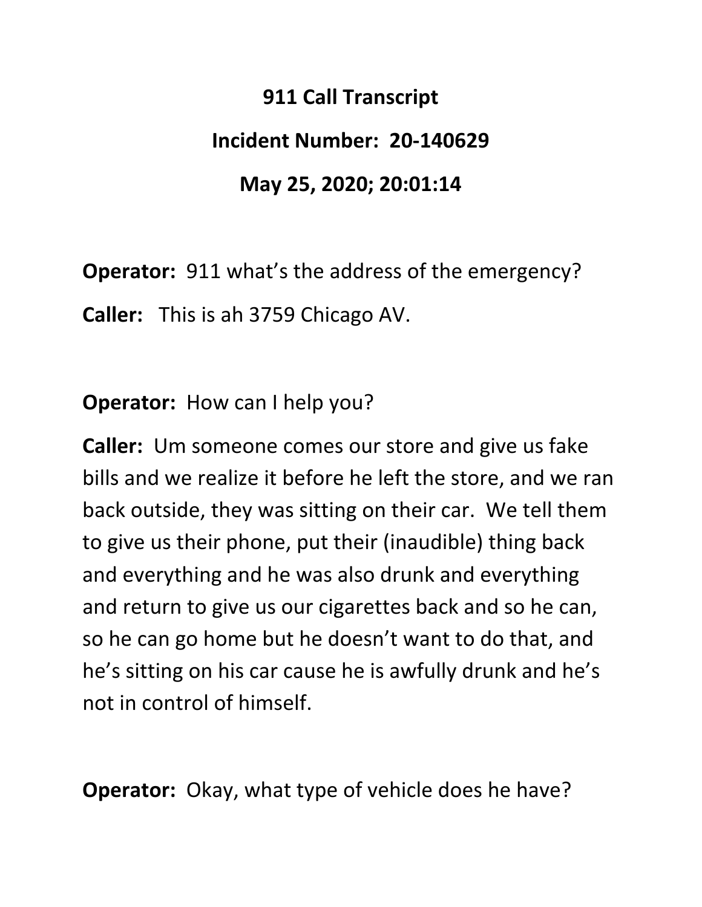**911 Call Transcript**

**Incident Number: 20-140629**

**May 25, 2020; 20:01:14**

**Operator:** 911 what's the address of the emergency?

**Caller:** This is ah 3759 Chicago AV.

**Operator:** How can I help you?

**Caller:** Um someone comes our store and give us fake bills and we realize it before he left the store, and we ran back outside, they was sitting on their car. We tell them to give us their phone, put their (inaudible) thing back and everything and he was also drunk and everything and return to give us our cigarettes back and so he can, so he can go home but he doesn't want to do that, and he's sitting on his car cause he is awfully drunk and he's not in control of himself.

**Operator:** Okay, what type of vehicle does he have?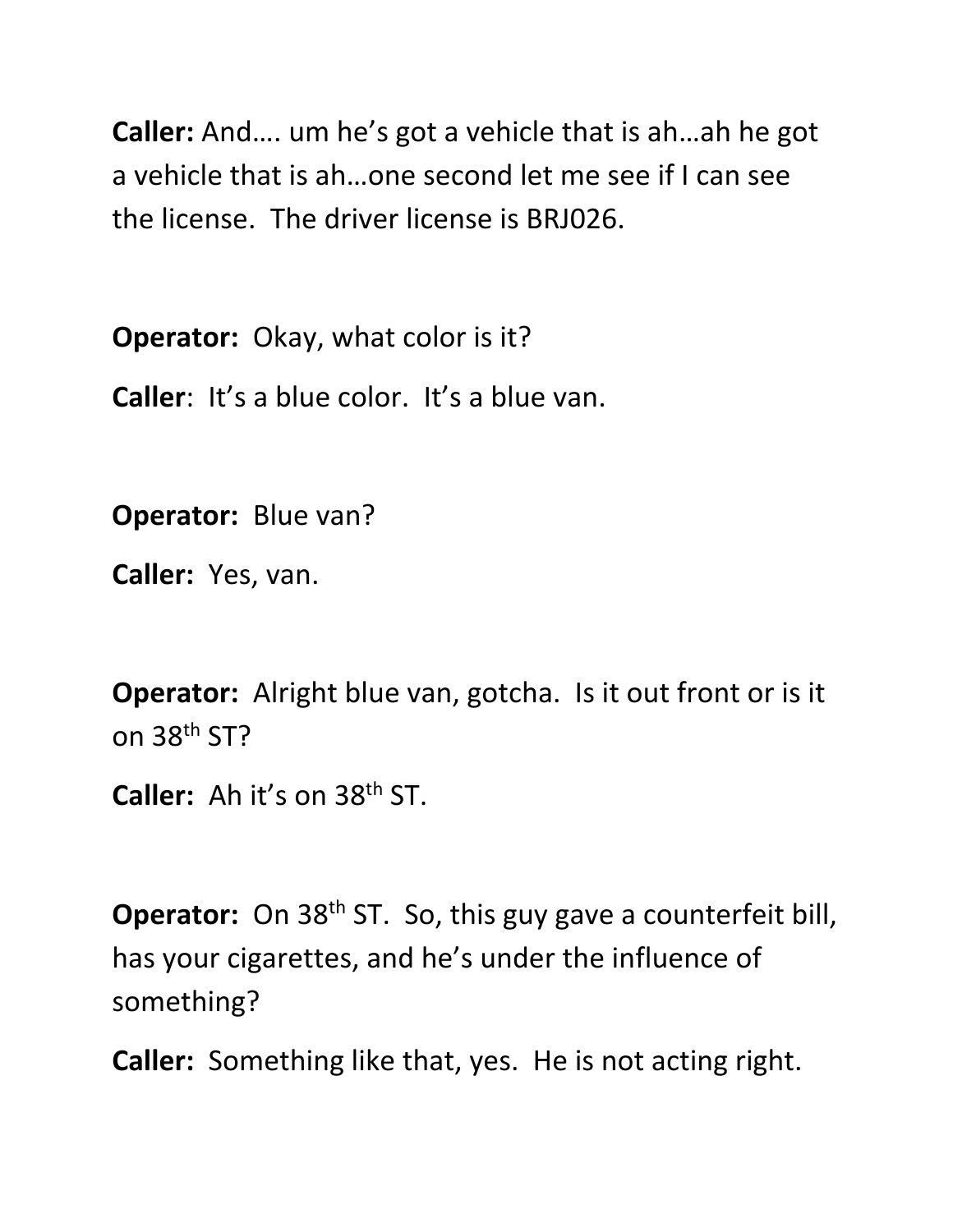**Caller:** And…. um he's got a vehicle that is ah…ah he got a vehicle that is ah…one second let me see if I can see the license. The driver license is BRJ026.

**Operator:** Okay, what color is it?

**Caller**: It's a blue color. It's a blue van.

**Operator:** Blue van?

**Caller:** Yes, van.

**Operator:** Alright blue van, gotcha. Is it out front or is it on 38th ST?

**Caller:** Ah it's on 38th ST.

**Operator:** On 38th ST. So, this guy gave a counterfeit bill, has your cigarettes, and he's under the influence of something?

**Caller:** Something like that, yes. He is not acting right.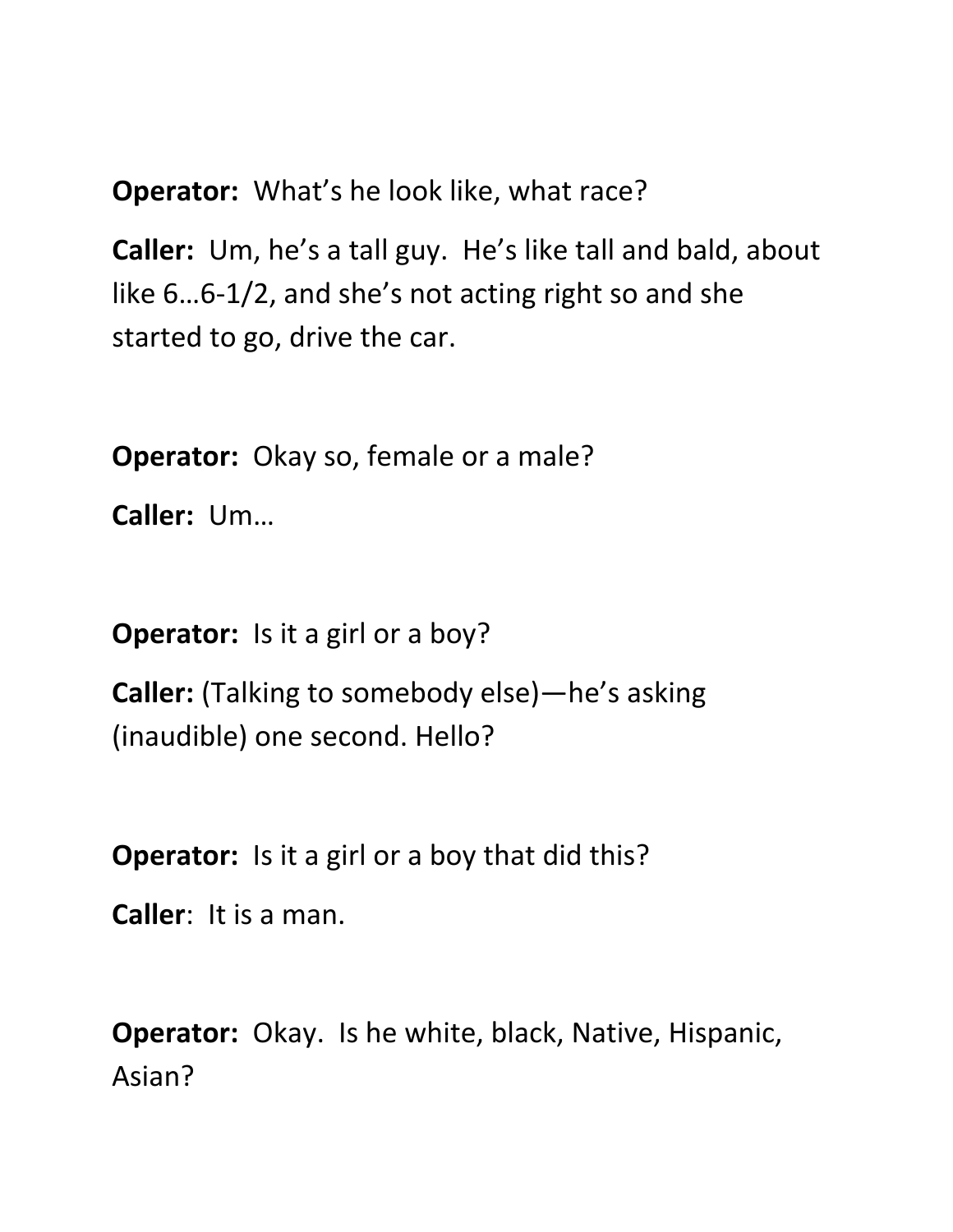**Operator:** What's he look like, what race?

**Caller:** Um, he's a tall guy. He's like tall and bald, about like 6…6-1/2, and she's not acting right so and she started to go, drive the car.

**Operator:** Okay so, female or a male?

**Caller:** Um…

**Operator:** Is it a girl or a boy?

**Caller:** (Talking to somebody else)—he's asking (inaudible) one second. Hello?

**Operator:** Is it a girl or a boy that did this?

**Caller**: It is a man.

**Operator:** Okay. Is he white, black, Native, Hispanic, Asian?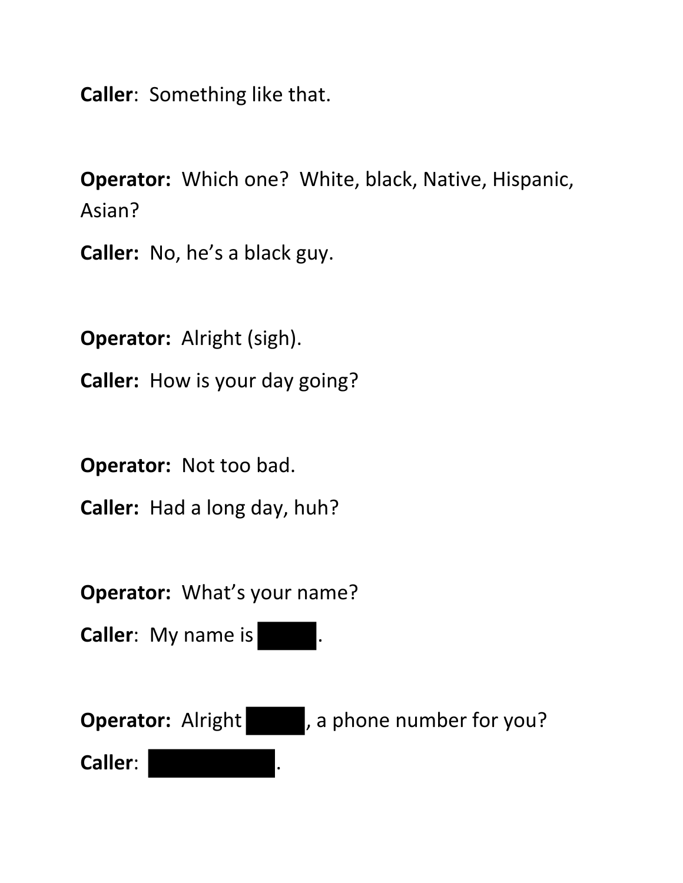**Caller**: Something like that.

**Operator:** Which one? White, black, Native, Hispanic, Asian?

**Caller:** No, he's a black guy.

**Operator:** Alright (sigh).

**Caller:** How is your day going?

**Operator:** Not too bad.

**Caller:** Had a long day, huh?

**Operator:** What's your name?

**Caller**: My name is [REDACTED].

**Operator:** Alright [REDACTED], a phone number for you?

**Caller**: [REDACTED].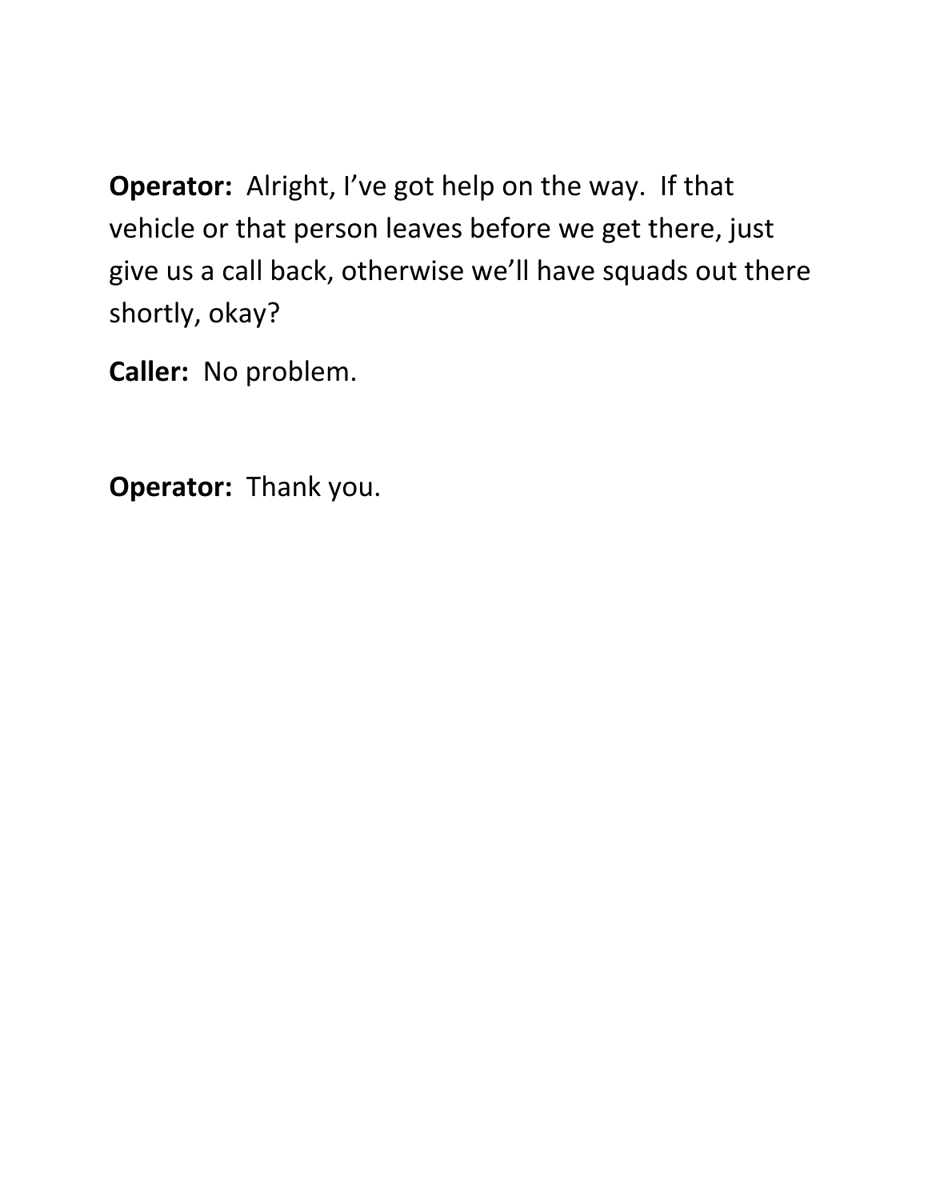**Operator:** Alright, I've got help on the way. If that vehicle or that person leaves before we get there, just give us a call back, otherwise we'll have squads out there shortly, okay?

**Caller:** No problem.

**Operator:** Thank you.